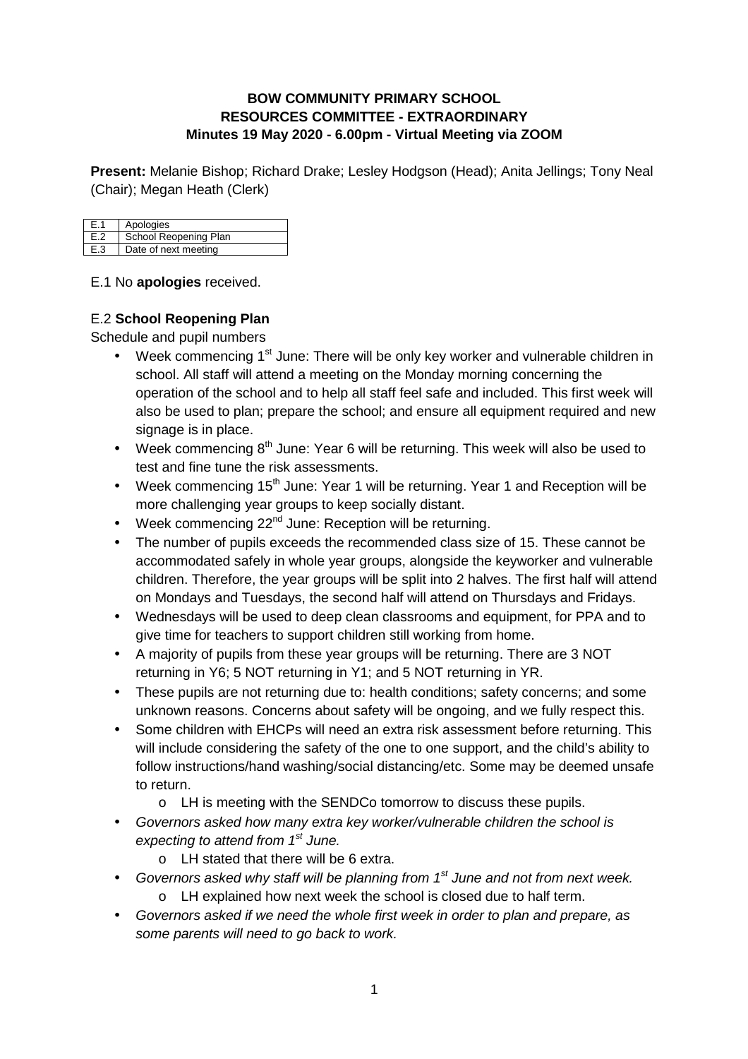**BOW COMMUNITY PRIMARY SCHOOL**
**RESOURCES COMMITTEE - EXTRAORDINARY**
**Minutes 19 May 2020 - 6.00pm - Virtual Meeting via ZOOM**

**Present:** Melanie Bishop; Richard Drake; Lesley Hodgson (Head); Anita Jellings; Tony Neal (Chair); Megan Heath (Clerk)

| | |
|---|---|
| E.1 | Apologies |
| E.2 | School Reopening Plan |
| E.3 | Date of next meeting |

E.1 No **apologies** received.

E.2 **School Reopening Plan**

Schedule and pupil numbers

- Week commencing 1st June: There will be only key worker and vulnerable children in school. All staff will attend a meeting on the Monday morning concerning the operation of the school and to help all staff feel safe and included. This first week will also be used to plan; prepare the school; and ensure all equipment required and new signage is in place.
- Week commencing 8th June: Year 6 will be returning. This week will also be used to test and fine tune the risk assessments.
- Week commencing 15th June: Year 1 will be returning. Year 1 and Reception will be more challenging year groups to keep socially distant.
- Week commencing 22nd June: Reception will be returning.
- The number of pupils exceeds the recommended class size of 15. These cannot be accommodated safely in whole year groups, alongside the keyworker and vulnerable children. Therefore, the year groups will be split into 2 halves. The first half will attend on Mondays and Tuesdays, the second half will attend on Thursdays and Fridays.
- Wednesdays will be used to deep clean classrooms and equipment, for PPA and to give time for teachers to support children still working from home.
- A majority of pupils from these year groups will be returning. There are 3 NOT returning in Y6; 5 NOT returning in Y1; and 5 NOT returning in YR.
- These pupils are not returning due to: health conditions; safety concerns; and some unknown reasons. Concerns about safety will be ongoing, and we fully respect this.
- Some children with EHCPs will need an extra risk assessment before returning. This will include considering the safety of the one to one support, and the child's ability to follow instructions/hand washing/social distancing/etc. Some may be deemed unsafe to return.
    - LH is meeting with the SENDCo tomorrow to discuss these pupils.
- *Governors asked how many extra key worker/vulnerable children the school is expecting to attend from 1st June.*
    - LH stated that there will be 6 extra.
- *Governors asked why staff will be planning from 1st June and not from next week.*
    - LH explained how next week the school is closed due to half term.
- *Governors asked if we need the whole first week in order to plan and prepare, as some parents will need to go back to work.*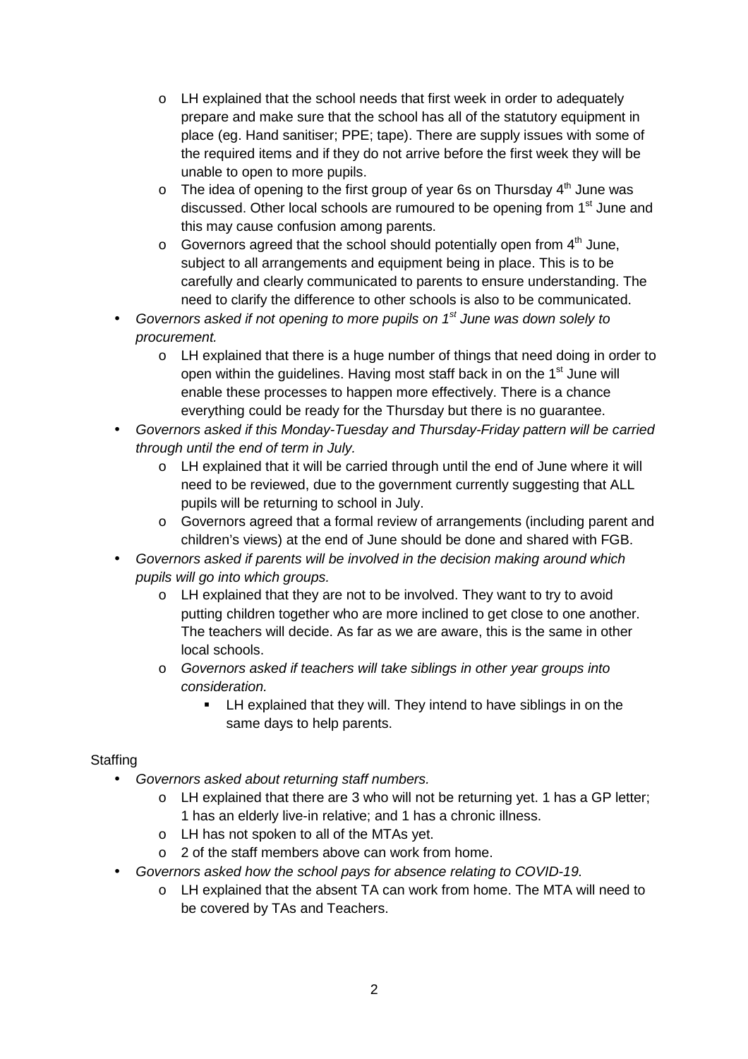- LH explained that the school needs that first week in order to adequately prepare and make sure that the school has all of the statutory equipment in place (eg. Hand sanitiser; PPE; tape). There are supply issues with some of the required items and if they do not arrive before the first week they will be unable to open to more pupils.
  - The idea of opening to the first group of year 6s on Thursday 4th June was discussed. Other local schools are rumoured to be opening from 1st June and this may cause confusion among parents.
  - Governors agreed that the school should potentially open from 4th June, subject to all arrangements and equipment being in place. This is to be carefully and clearly communicated to parents to ensure understanding. The need to clarify the difference to other schools is also to be communicated.
- *Governors asked if not opening to more pupils on 1st June was down solely to procurement.*
  - LH explained that there is a huge number of things that need doing in order to open within the guidelines. Having most staff back in on the 1st June will enable these processes to happen more effectively. There is a chance everything could be ready for the Thursday but there is no guarantee.
- *Governors asked if this Monday-Tuesday and Thursday-Friday pattern will be carried through until the end of term in July.*
  - LH explained that it will be carried through until the end of June where it will need to be reviewed, due to the government currently suggesting that ALL pupils will be returning to school in July.
  - Governors agreed that a formal review of arrangements (including parent and children's views) at the end of June should be done and shared with FGB.
- *Governors asked if parents will be involved in the decision making around which pupils will go into which groups.*
  - LH explained that they are not to be involved. They want to try to avoid putting children together who are more inclined to get close to one another. The teachers will decide. As far as we are aware, this is the same in other local schools.
  - *Governors asked if teachers will take siblings in other year groups into consideration.*
    - LH explained that they will. They intend to have siblings in on the same days to help parents.

Staffing

- *Governors asked about returning staff numbers.*
  - LH explained that there are 3 who will not be returning yet. 1 has a GP letter; 1 has an elderly live-in relative; and 1 has a chronic illness.
  - LH has not spoken to all of the MTAs yet.
  - 2 of the staff members above can work from home.
- *Governors asked how the school pays for absence relating to COVID-19.*
  - LH explained that the absent TA can work from home. The MTA will need to be covered by TAs and Teachers.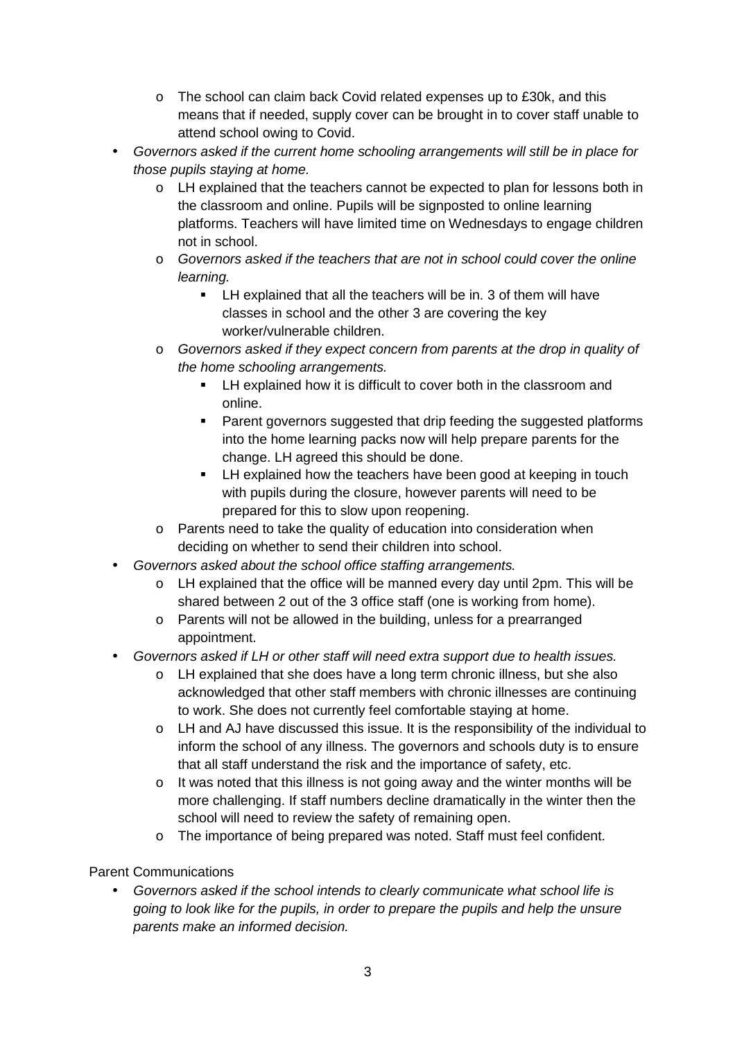- The school can claim back Covid related expenses up to £30k, and this means that if needed, supply cover can be brought in to cover staff unable to attend school owing to Covid.
- *Governors asked if the current home schooling arrangements will still be in place for those pupils staying at home.*
    - LH explained that the teachers cannot be expected to plan for lessons both in the classroom and online. Pupils will be signposted to online learning platforms. Teachers will have limited time on Wednesdays to engage children not in school.
    - *Governors asked if the teachers that are not in school could cover the online learning.*
        - LH explained that all the teachers will be in. 3 of them will have classes in school and the other 3 are covering the key worker/vulnerable children.
    - *Governors asked if they expect concern from parents at the drop in quality of the home schooling arrangements.*
        - LH explained how it is difficult to cover both in the classroom and online.
        - Parent governors suggested that drip feeding the suggested platforms into the home learning packs now will help prepare parents for the change. LH agreed this should be done.
        - LH explained how the teachers have been good at keeping in touch with pupils during the closure, however parents will need to be prepared for this to slow upon reopening.
    - Parents need to take the quality of education into consideration when deciding on whether to send their children into school.
- *Governors asked about the school office staffing arrangements.*
    - LH explained that the office will be manned every day until 2pm. This will be shared between 2 out of the 3 office staff (one is working from home).
    - Parents will not be allowed in the building, unless for a prearranged appointment.
- *Governors asked if LH or other staff will need extra support due to health issues.*
    - LH explained that she does have a long term chronic illness, but she also acknowledged that other staff members with chronic illnesses are continuing to work. She does not currently feel comfortable staying at home.
    - LH and AJ have discussed this issue. It is the responsibility of the individual to inform the school of any illness. The governors and schools duty is to ensure that all staff understand the risk and the importance of safety, etc.
    - It was noted that this illness is not going away and the winter months will be more challenging. If staff numbers decline dramatically in the winter then the school will need to review the safety of remaining open.
    - The importance of being prepared was noted. Staff must feel confident.

Parent Communications

- *Governors asked if the school intends to clearly communicate what school life is going to look like for the pupils, in order to prepare the pupils and help the unsure parents make an informed decision.*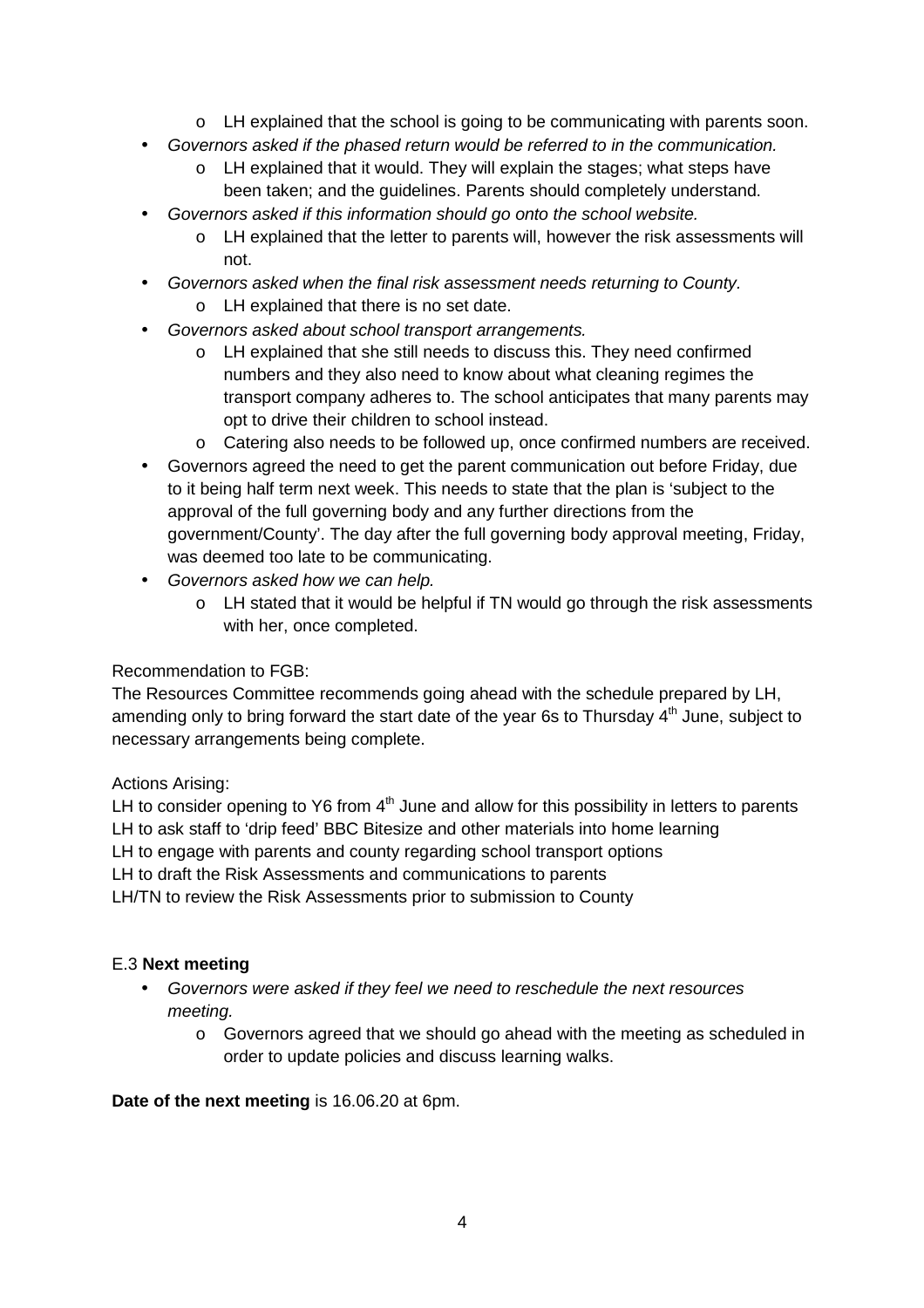- LH explained that the school is going to be communicating with parents soon.
- *Governors asked if the phased return would be referred to in the communication.*
  - LH explained that it would. They will explain the stages; what steps have been taken; and the guidelines. Parents should completely understand.
- *Governors asked if this information should go onto the school website.*
  - LH explained that the letter to parents will, however the risk assessments will not.
- *Governors asked when the final risk assessment needs returning to County.*
  - LH explained that there is no set date.
- *Governors asked about school transport arrangements.*
  - LH explained that she still needs to discuss this. They need confirmed numbers and they also need to know about what cleaning regimes the transport company adheres to. The school anticipates that many parents may opt to drive their children to school instead.
  - Catering also needs to be followed up, once confirmed numbers are received.
- Governors agreed the need to get the parent communication out before Friday, due to it being half term next week. This needs to state that the plan is 'subject to the approval of the full governing body and any further directions from the government/County'. The day after the full governing body approval meeting, Friday, was deemed too late to be communicating.
- *Governors asked how we can help.*
  - LH stated that it would be helpful if TN would go through the risk assessments with her, once completed.

Recommendation to FGB:
The Resources Committee recommends going ahead with the schedule prepared by LH, amending only to bring forward the start date of the year 6s to Thursday 4th June, subject to necessary arrangements being complete.

Actions Arising:
LH to consider opening to Y6 from 4th June and allow for this possibility in letters to parents
LH to ask staff to 'drip feed' BBC Bitesize and other materials into home learning
LH to engage with parents and county regarding school transport options
LH to draft the Risk Assessments and communications to parents
LH/TN to review the Risk Assessments prior to submission to County

E.3 **Next meeting**

- *Governors were asked if they feel we need to reschedule the next resources meeting.*
  - Governors agreed that we should go ahead with the meeting as scheduled in order to update policies and discuss learning walks.

**Date of the next meeting** is 16.06.20 at 6pm.